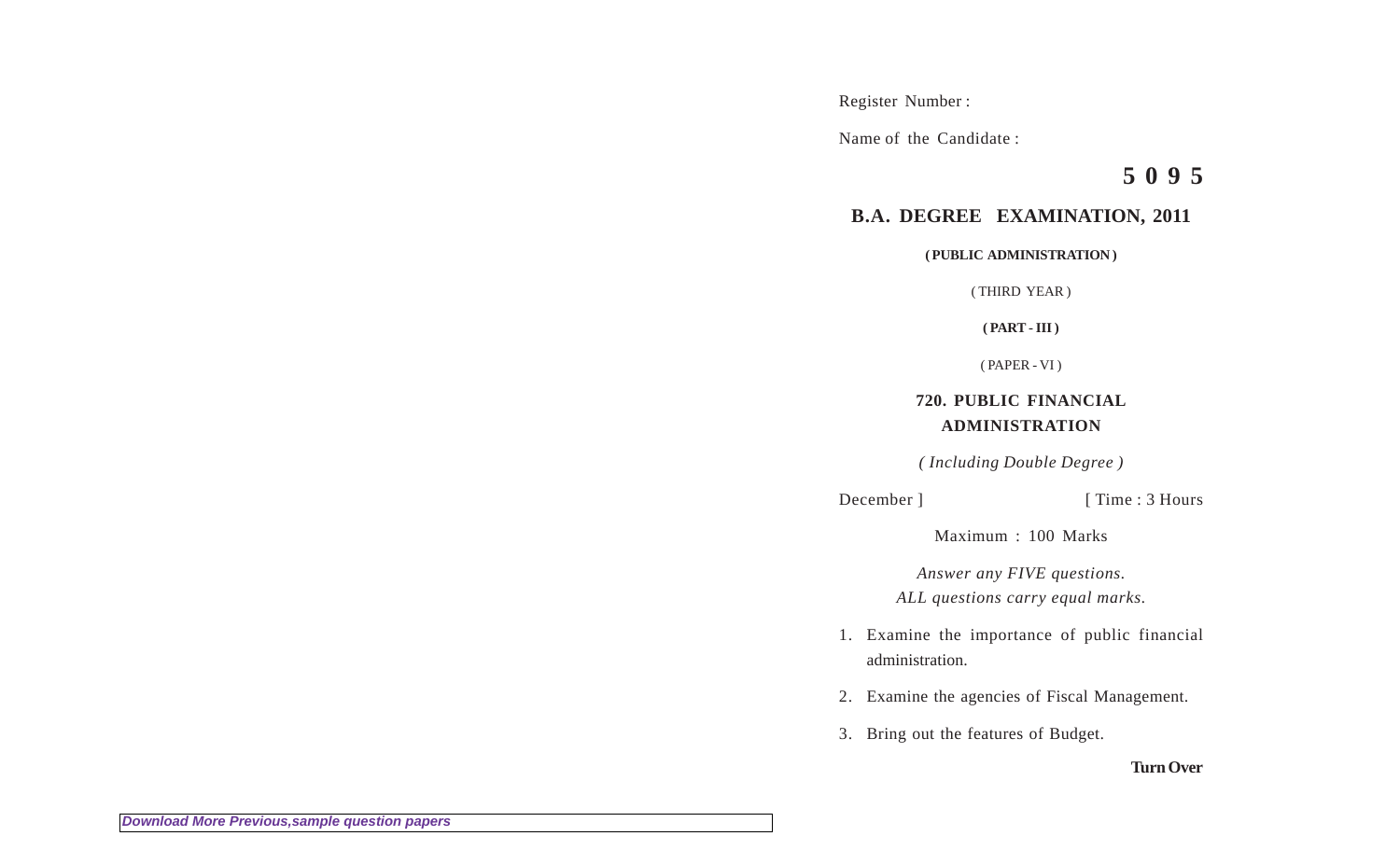Register Number :

Name of the Candidate :

**5 0 9 5**

# B.A. DEGREE EXAMINATION, 2011

**( PUBLIC ADMINISTRATION )**

( THIRD YEAR )

**( PART - III )**

( PAPER - VI )

## 720. PUBLIC FINANCIAL ADMINISTRATION

*( Including Double Degree )*

December ] [ Time : 3 Hours

Maximum : 100 Marks

*Answer any FIVE questions.*
*ALL questions carry equal marks.*

1. Examine the importance of public financial administration.

2. Examine the agencies of Fiscal Management.

3. Bring out the features of Budget.

**Turn Over**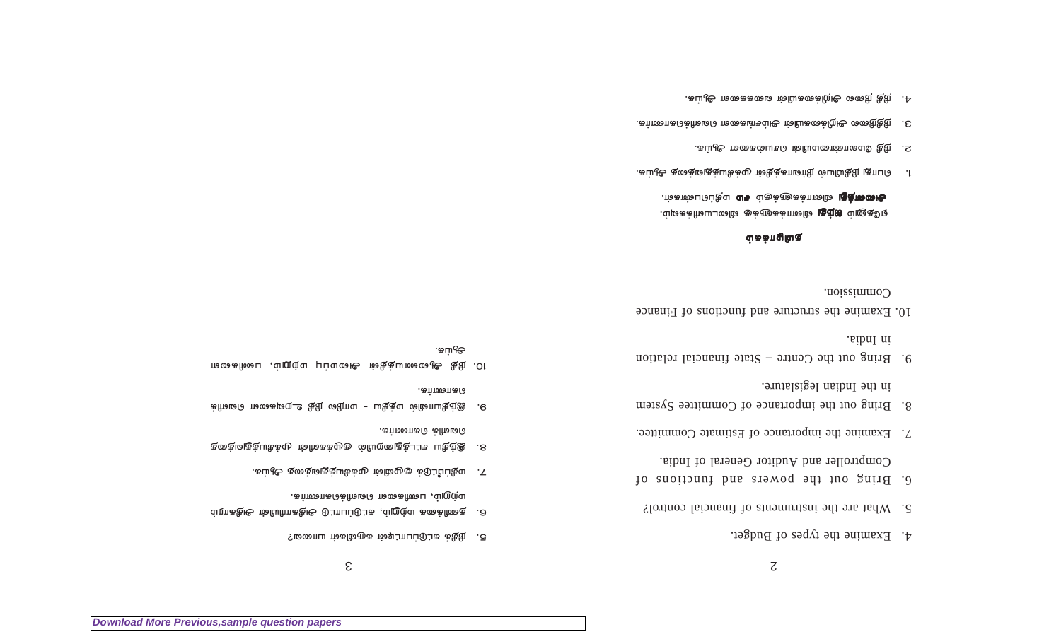4. Examine the types of Budget.

5. What are the instruments of financial control?

6. Bring out the powers and functions of Comptroller and Auditor General of India.

7. Examine the importance of Estimate Commitee.

8. Bring out the importance of Committee System in the Indian legislature.

9. Bring out the Centre – State financial relation in India.

10. Examine the structure and functions of Finance Commission.

## தமிழாக்கம்

ஏதேனும் **இரண்டு** வினாக்களுக்கு விடையளிக்கவும்.

**அனைத்து** வினாக்களுக்கும் **சம** மதிப்பெண்கள்.

1. பொது நிதியியல் கோட்பாட்டின் முக்கியத்துவத்தை ஆய்க.

2. நிதி மேலாண்மையின் செயல்முறை ஆய்க.

3. நிதிநிலை அறிக்கையின் அம்சங்களை வெளிக்கொணர்க.

4. நிதி நிலை அறிக்கையின் வகைகளை ஆய்க.

5. நிதிக் கட்டுப்பாட்டின் கருவிகள் யாவை?

6. கணக்கு தணிக்கை மற்றும் கட்டுப்பாட்டு அதிகாரியின் அதிகாரம் மற்றும் பணிகளை வெளிக்கொணர்க.

7. மதிப்பீட்டுக் குழுவின் முக்கியத்துவத்தை ஆய்க.

8. இந்திய சட்டத்துறையில் குழுக்களின் முக்கியத்துவத்தை வெளிக்கொணர்க.

9. இந்தியாவில் மத்திய – மாநில நிதி உறவுகளை வெளிக் கொணர்க.

10. நிதி ஆணையத்தின் அமைப்பு மற்றும் பணிகளை ஆய்க.